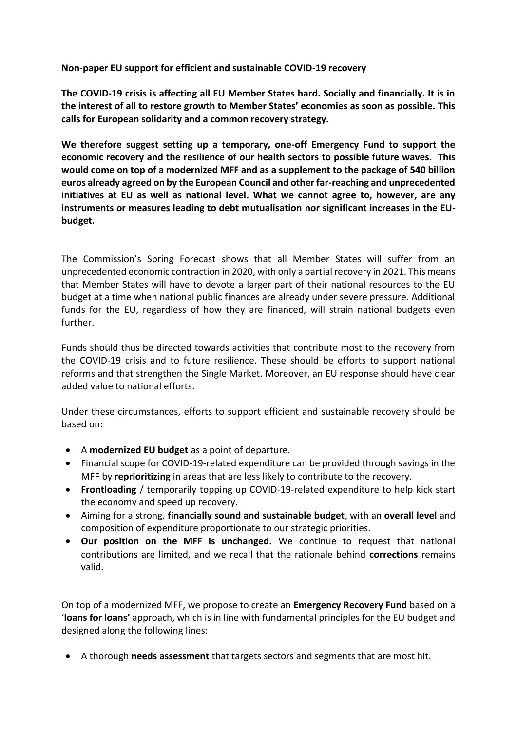**<u>Non-paper EU support for efficient and sustainable COVID-19 recovery</u>**

**The COVID-19 crisis is affecting all EU Member States hard. Socially and financially. It is in the interest of all to restore growth to Member States' economies as soon as possible. This calls for European solidarity and a common recovery strategy.**

**We therefore suggest setting up a temporary, one-off Emergency Fund to support the economic recovery and the resilience of our health sectors to possible future waves. This would come on top of a modernized MFF and as a supplement to the package of 540 billion euros already agreed on by the European Council and other far-reaching and unprecedented initiatives at EU as well as national level. What we cannot agree to, however, are any instruments or measures leading to debt mutualisation nor significant increases in the EU-budget.**

The Commission's Spring Forecast shows that all Member States will suffer from an unprecedented economic contraction in 2020, with only a partial recovery in 2021. This means that Member States will have to devote a larger part of their national resources to the EU budget at a time when national public finances are already under severe pressure. Additional funds for the EU, regardless of how they are financed, will strain national budgets even further.

Funds should thus be directed towards activities that contribute most to the recovery from the COVID-19 crisis and to future resilience. These should be efforts to support national reforms and that strengthen the Single Market. Moreover, an EU response should have clear added value to national efforts.

Under these circumstances, efforts to support efficient and sustainable recovery should be based on**:**

- A **modernized EU budget** as a point of departure.
- Financial scope for COVID-19-related expenditure can be provided through savings in the MFF by **reprioritizing** in areas that are less likely to contribute to the recovery.
- **Frontloading** / temporarily topping up COVID-19-related expenditure to help kick start the economy and speed up recovery.
- Aiming for a strong, **financially sound and sustainable budget**, with an **overall level** and composition of expenditure proportionate to our strategic priorities.
- **Our position on the MFF is unchanged.** We continue to request that national contributions are limited, and we recall that the rationale behind **corrections** remains valid.

On top of a modernized MFF, we propose to create an **Emergency Recovery Fund** based on a '**loans for loans'** approach, which is in line with fundamental principles for the EU budget and designed along the following lines:

- A thorough **needs assessment** that targets sectors and segments that are most hit.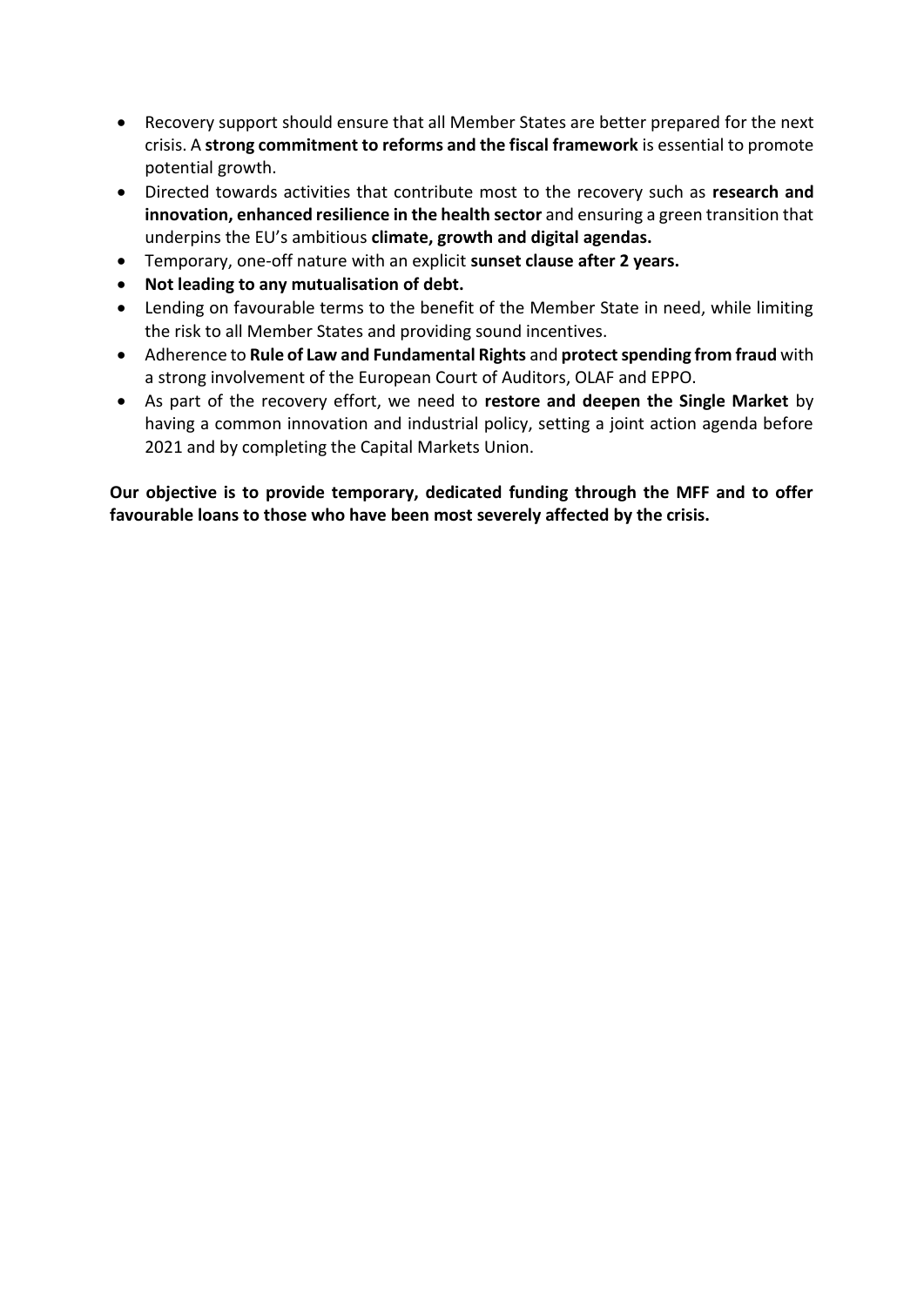- Recovery support should ensure that all Member States are better prepared for the next crisis. A **strong commitment to reforms and the fiscal framework** is essential to promote potential growth.
- Directed towards activities that contribute most to the recovery such as **research and innovation, enhanced resilience in the health sector** and ensuring a green transition that underpins the EU's ambitious **climate, growth and digital agendas.**
- Temporary, one-off nature with an explicit **sunset clause after 2 years.**
- **Not leading to any mutualisation of debt.**
- Lending on favourable terms to the benefit of the Member State in need, while limiting the risk to all Member States and providing sound incentives.
- Adherence to **Rule of Law and Fundamental Rights** and **protect spending from fraud** with a strong involvement of the European Court of Auditors, OLAF and EPPO.
- As part of the recovery effort, we need to **restore and deepen the Single Market** by having a common innovation and industrial policy, setting a joint action agenda before 2021 and by completing the Capital Markets Union.

**Our objective is to provide temporary, dedicated funding through the MFF and to offer favourable loans to those who have been most severely affected by the crisis.**